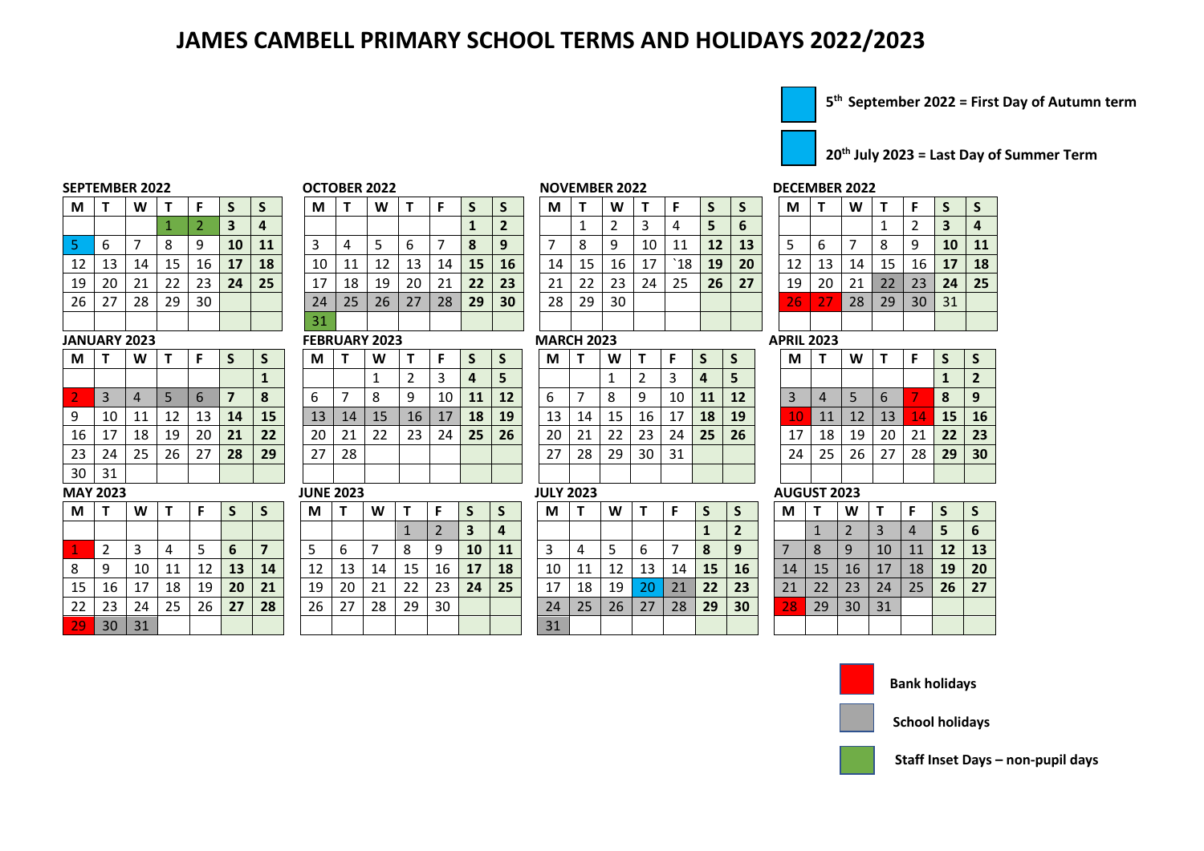# JAMES CAMBELL PRIMARY SCHOOL TERMS AND HOLIDAYS 2022/2023

**5th September 2022 = First Day of Autumn term**

**20th July 2023 = Last Day of Summer Term**

**SEPTEMBER 2022**

| M | T | W | T | F | S | S |
|---|---|---|---|---|---|---|
| | | | 1 | 2 | 3 | 4 |
| 5 | 6 | 7 | 8 | 9 | 10 | 11 |
| 12 | 13 | 14 | 15 | 16 | 17 | 18 |
| 19 | 20 | 21 | 22 | 23 | 24 | 25 |
| 26 | 27 | 28 | 29 | 30 | | |

**OCTOBER 2022**

| M | T | W | T | F | S | S |
|---|---|---|---|---|---|---|
| | | | | | 1 | 2 |
| 3 | 4 | 5 | 6 | 7 | 8 | 9 |
| 10 | 11 | 12 | 13 | 14 | 15 | 16 |
| 17 | 18 | 19 | 20 | 21 | 22 | 23 |
| 24 | 25 | 26 | 27 | 28 | 29 | 30 |
| 31 | | | | | | |

**NOVEMBER 2022**

| M | T | W | T | F | S | S |
|---|---|---|---|---|---|---|
| | 1 | 2 | 3 | 4 | 5 | 6 |
| 7 | 8 | 9 | 10 | 11 | 12 | 13 |
| 14 | 15 | 16 | 17 | `18 | 19 | 20 |
| 21 | 22 | 23 | 24 | 25 | 26 | 27 |
| 28 | 29 | 30 | | | | |

**DECEMBER 2022**

| M | T | W | T | F | S | S |
|---|---|---|---|---|---|---|
| | | | 1 | 2 | 3 | 4 |
| 5 | 6 | 7 | 8 | 9 | 10 | 11 |
| 12 | 13 | 14 | 15 | 16 | 17 | 18 |
| 19 | 20 | 21 | 22 | 23 | 24 | 25 |
| 26 | 27 | 28 | 29 | 30 | 31 | |

**JANUARY 2023**

| M | T | W | T | F | S | S |
|---|---|---|---|---|---|---|
| | | | | | | 1 |
| 2 | 3 | 4 | 5 | 6 | 7 | 8 |
| 9 | 10 | 11 | 12 | 13 | 14 | 15 |
| 16 | 17 | 18 | 19 | 20 | 21 | 22 |
| 23 | 24 | 25 | 26 | 27 | 28 | 29 |
| 30 | 31 | | | | | |

**FEBRUARY 2023**

| M | T | W | T | F | S | S |
|---|---|---|---|---|---|---|
| | | 1 | 2 | 3 | 4 | 5 |
| 6 | 7 | 8 | 9 | 10 | 11 | 12 |
| 13 | 14 | 15 | 16 | 17 | 18 | 19 |
| 20 | 21 | 22 | 23 | 24 | 25 | 26 |
| 27 | 28 | | | | | |

**MARCH 2023**

| M | T | W | T | F | S | S |
|---|---|---|---|---|---|---|
| | | 1 | 2 | 3 | 4 | 5 |
| 6 | 7 | 8 | 9 | 10 | 11 | 12 |
| 13 | 14 | 15 | 16 | 17 | 18 | 19 |
| 20 | 21 | 22 | 23 | 24 | 25 | 26 |
| 27 | 28 | 29 | 30 | 31 | | |

**APRIL 2023**

| M | T | W | T | F | S | S |
|---|---|---|---|---|---|---|
| | | | | | 1 | 2 |
| 3 | 4 | 5 | 6 | 7 | 8 | 9 |
| 10 | 11 | 12 | 13 | 14 | 15 | 16 |
| 17 | 18 | 19 | 20 | 21 | 22 | 23 |
| 24 | 25 | 26 | 27 | 28 | 29 | 30 |

**MAY 2023**

| M | T | W | T | F | S | S |
|---|---|---|---|---|---|---|
| 1 | 2 | 3 | 4 | 5 | 6 | 7 |
| 8 | 9 | 10 | 11 | 12 | 13 | 14 |
| 15 | 16 | 17 | 18 | 19 | 20 | 21 |
| 22 | 23 | 24 | 25 | 26 | 27 | 28 |
| 29 | 30 | 31 | | | | |

**JUNE 2023**

| M | T | W | T | F | S | S |
|---|---|---|---|---|---|---|
| | | | 1 | 2 | 3 | 4 |
| 5 | 6 | 7 | 8 | 9 | 10 | 11 |
| 12 | 13 | 14 | 15 | 16 | 17 | 18 |
| 19 | 20 | 21 | 22 | 23 | 24 | 25 |
| 26 | 27 | 28 | 29 | 30 | | |

**JULY 2023**

| M | T | W | T | F | S | S |
|---|---|---|---|---|---|---|
| | | | | | 1 | 2 |
| 3 | 4 | 5 | 6 | 7 | 8 | 9 |
| 10 | 11 | 12 | 13 | 14 | 15 | 16 |
| 17 | 18 | 19 | 20 | 21 | 22 | 23 |
| 24 | 25 | 26 | 27 | 28 | 29 | 30 |
| 31 | | | | | | |

**AUGUST 2023**

| M | T | W | T | F | S | S |
|---|---|---|---|---|---|---|
| | 1 | 2 | 3 | 4 | 5 | 6 |
| 7 | 8 | 9 | 10 | 11 | 12 | 13 |
| 14 | 15 | 16 | 17 | 18 | 19 | 20 |
| 21 | 22 | 23 | 24 | 25 | 26 | 27 |
| 28 | 29 | 30 | 31 | | | |

**Bank holidays**

**School holidays**

**Staff Inset Days – non-pupil days**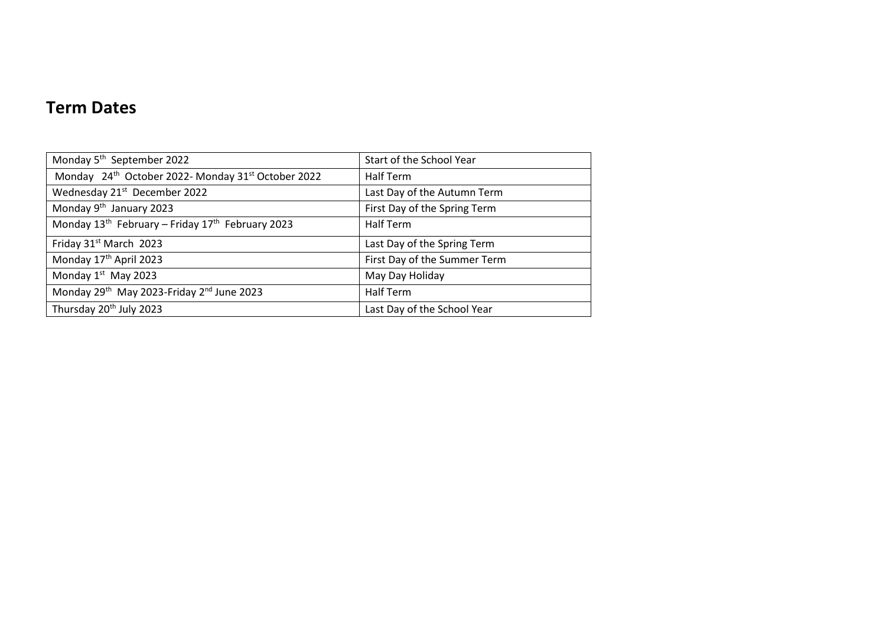## Term Dates

| | |
|---|---|
| Monday 5th September 2022 | Start of the School Year |
| Monday 24th October 2022- Monday 31st October 2022 | Half Term |
| Wednesday 21st December 2022 | Last Day of the Autumn Term |
| Monday 9th January 2023 | First Day of the Spring Term |
| Monday 13th February – Friday 17th February 2023 | Half Term |
| Friday 31st March 2023 | Last Day of the Spring Term |
| Monday 17th April 2023 | First Day of the Summer Term |
| Monday 1st May 2023 | May Day Holiday |
| Monday 29th May 2023-Friday 2nd June 2023 | Half Term |
| Thursday 20th July 2023 | Last Day of the School Year |